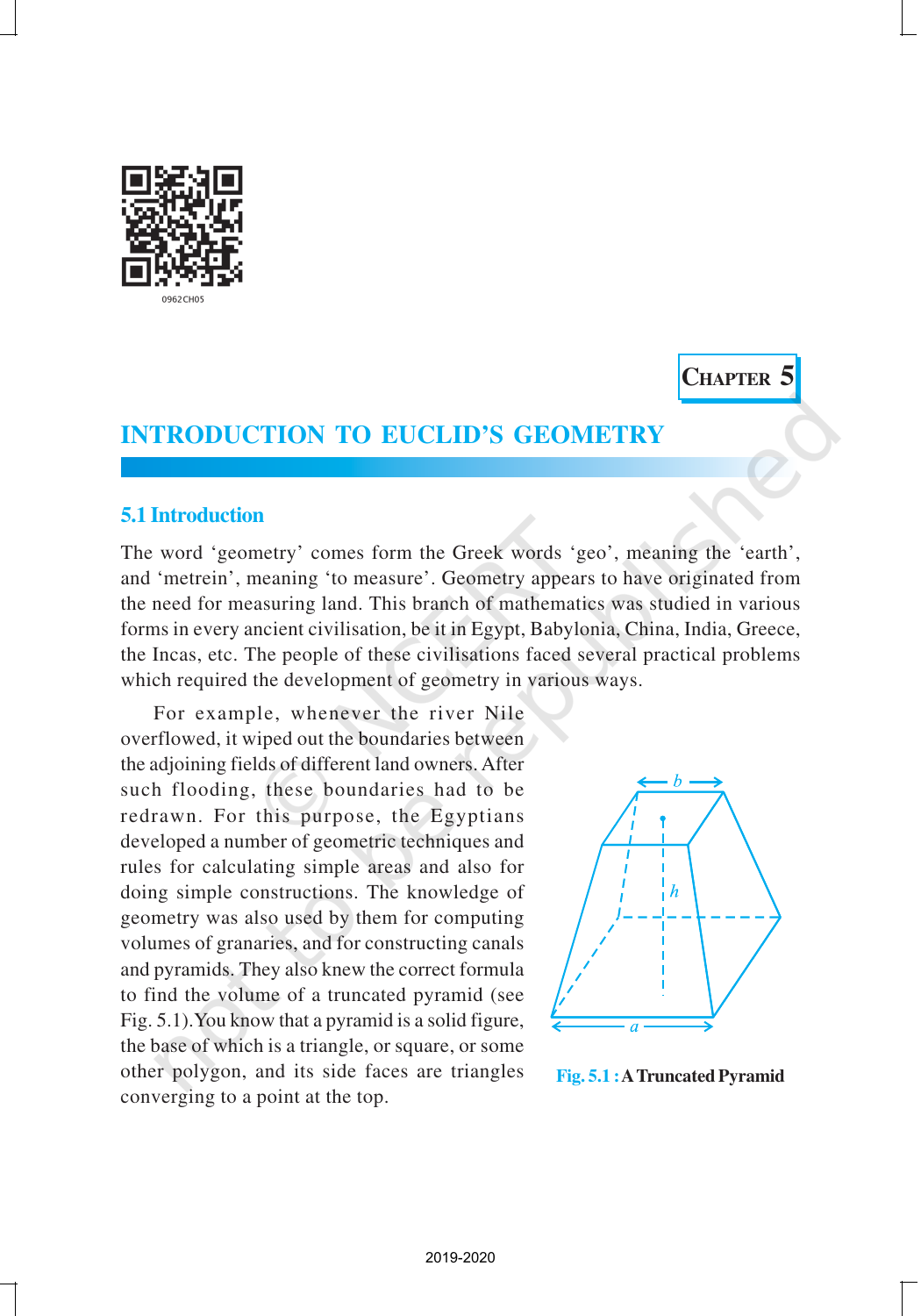Chapter 5

# INTRODUCTION TO EUCLID'S GEOMETRY

## 5.1 Introduction

The word 'geometry' comes form the Greek words 'geo', meaning the 'earth', and 'metrein', meaning 'to measure'. Geometry appears to have originated from the need for measuring land. This branch of mathematics was studied in various forms in every ancient civilisation, be it in Egypt, Babylonia, China, India, Greece, the Incas, etc. The people of these civilisations faced several practical problems which required the development of geometry in various ways.

For example, whenever the river Nile overflowed, it wiped out the boundaries between the adjoining fields of different land owners. After such flooding, these boundaries had to be redrawn. For this purpose, the Egyptians developed a number of geometric techniques and rules for calculating simple areas and also for doing simple constructions. The knowledge of geometry was also used by them for computing volumes of granaries, and for constructing canals and pyramids. They also knew the correct formula to find the volume of a truncated pyramid (see Fig. 5.1). You know that a pyramid is a solid figure, the base of which is a triangle, or square, or some other polygon, and its side faces are triangles converging to a point at the top.

**Fig. 5.1 : A Truncated Pyramid**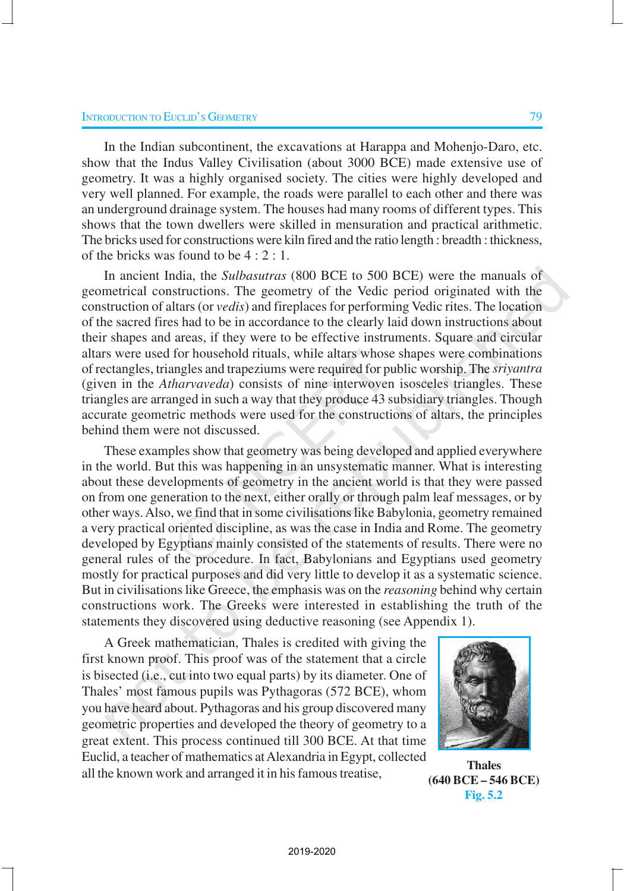In the Indian subcontinent, the excavations at Harappa and Mohenjo-Daro, etc. show that the Indus Valley Civilisation (about 3000 BCE) made extensive use of geometry. It was a highly organised society. The cities were highly developed and very well planned. For example, the roads were parallel to each other and there was an underground drainage system. The houses had many rooms of different types. This shows that the town dwellers were skilled in mensuration and practical arithmetic. The bricks used for constructions were kiln fired and the ratio length : breadth : thickness, of the bricks was found to be 4 : 2 : 1.

In ancient India, the *Sulbasutras* (800 BCE to 500 BCE) were the manuals of geometrical constructions. The geometry of the Vedic period originated with the construction of altars (or *vedis*) and fireplaces for performing Vedic rites. The location of the sacred fires had to be in accordance to the clearly laid down instructions about their shapes and areas, if they were to be effective instruments. Square and circular altars were used for household rituals, while altars whose shapes were combinations of rectangles, triangles and trapeziums were required for public worship. The *sriyantra* (given in the *Atharvaveda*) consists of nine interwoven isosceles triangles. These triangles are arranged in such a way that they produce 43 subsidiary triangles. Though accurate geometric methods were used for the constructions of altars, the principles behind them were not discussed.

These examples show that geometry was being developed and applied everywhere in the world. But this was happening in an unsystematic manner. What is interesting about these developments of geometry in the ancient world is that they were passed on from one generation to the next, either orally or through palm leaf messages, or by other ways. Also, we find that in some civilisations like Babylonia, geometry remained a very practical oriented discipline, as was the case in India and Rome. The geometry developed by Egyptians mainly consisted of the statements of results. There were no general rules of the procedure. In fact, Babylonians and Egyptians used geometry mostly for practical purposes and did very little to develop it as a systematic science. But in civilisations like Greece, the emphasis was on the *reasoning* behind why certain constructions work. The Greeks were interested in establishing the truth of the statements they discovered using deductive reasoning (see Appendix 1).

A Greek mathematician, Thales is credited with giving the first known proof. This proof was of the statement that a circle is bisected (i.e., cut into two equal parts) by its diameter. One of Thales' most famous pupils was Pythagoras (572 BCE), whom you have heard about. Pythagoras and his group discovered many geometric properties and developed the theory of geometry to a great extent. This process continued till 300 BCE. At that time Euclid, a teacher of mathematics at Alexandria in Egypt, collected all the known work and arranged it in his famous treatise,

**Thales**
**(640 BCE – 546 BCE)**
**Fig. 5.2**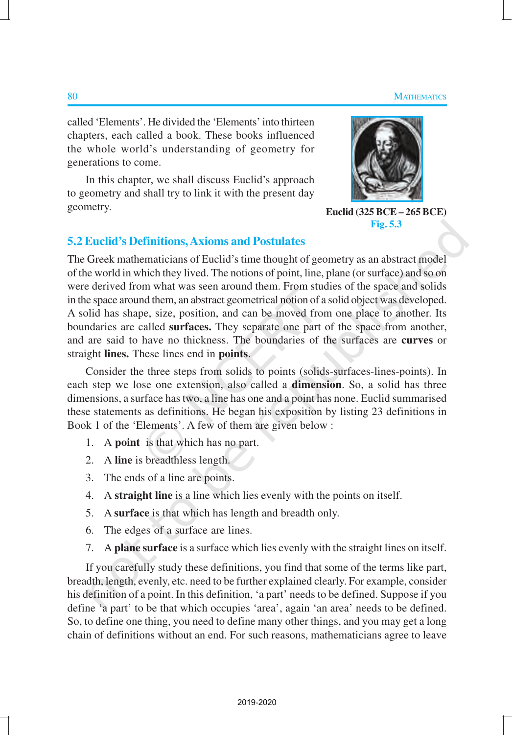called 'Elements'. He divided the 'Elements' into thirteen chapters, each called a book. These books influenced the whole world's understanding of geometry for generations to come.

In this chapter, we shall discuss Euclid's approach to geometry and shall try to link it with the present day geometry.

**Euclid (325 BCE – 265 BCE)**
Fig. 5.3

## 5.2 Euclid's Definitions, Axioms and Postulates

The Greek mathematicians of Euclid's time thought of geometry as an abstract model of the world in which they lived. The notions of point, line, plane (or surface) and so on were derived from what was seen around them. From studies of the space and solids in the space around them, an abstract geometrical notion of a solid object was developed. A solid has shape, size, position, and can be moved from one place to another. Its boundaries are called **surfaces.** They separate one part of the space from another, and are said to have no thickness. The boundaries of the surfaces are **curves** or straight **lines.** These lines end in **points**.

Consider the three steps from solids to points (solids-surfaces-lines-points). In each step we lose one extension, also called a **dimension**. So, a solid has three dimensions, a surface has two, a line has one and a point has none. Euclid summarised these statements as definitions. He began his exposition by listing 23 definitions in Book 1 of the 'Elements'. A few of them are given below :

1. A **point** is that which has no part.
2. A **line** is breadthless length.
3. The ends of a line are points.
4. A **straight line** is a line which lies evenly with the points on itself.
5. A **surface** is that which has length and breadth only.
6. The edges of a surface are lines.
7. A **plane surface** is a surface which lies evenly with the straight lines on itself.

If you carefully study these definitions, you find that some of the terms like part, breadth, length, evenly, etc. need to be further explained clearly. For example, consider his definition of a point. In this definition, 'a part' needs to be defined. Suppose if you define 'a part' to be that which occupies 'area', again 'an area' needs to be defined. So, to define one thing, you need to define many other things, and you may get a long chain of definitions without an end. For such reasons, mathematicians agree to leave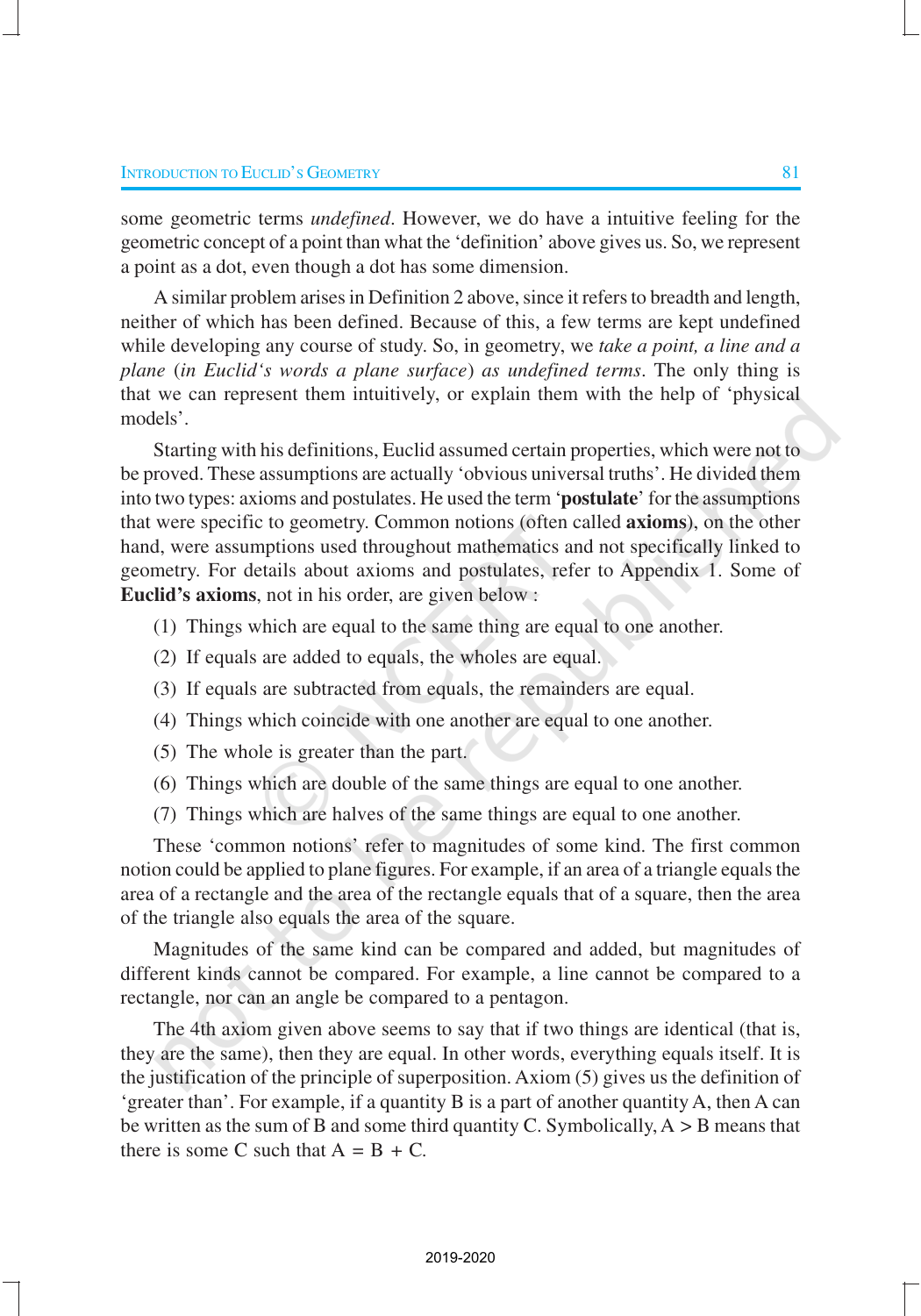some geometric terms *undefined*. However, we do have a intuitive feeling for the geometric concept of a point than what the 'definition' above gives us. So, we represent a point as a dot, even though a dot has some dimension.

A similar problem arises in Definition 2 above, since it refers to breadth and length, neither of which has been defined. Because of this, a few terms are kept undefined while developing any course of study. So, in geometry, we *take a point, a line and a plane* (*in Euclid's words a plane surface*) *as undefined terms*. The only thing is that we can represent them intuitively, or explain them with the help of 'physical models'.

Starting with his definitions, Euclid assumed certain properties, which were not to be proved. These assumptions are actually 'obvious universal truths'. He divided them into two types: axioms and postulates. He used the term '**postulate**' for the assumptions that were specific to geometry. Common notions (often called **axioms**), on the other hand, were assumptions used throughout mathematics and not specifically linked to geometry. For details about axioms and postulates, refer to Appendix 1. Some of **Euclid's axioms**, not in his order, are given below :

(1) Things which are equal to the same thing are equal to one another.

(2) If equals are added to equals, the wholes are equal.

(3) If equals are subtracted from equals, the remainders are equal.

(4) Things which coincide with one another are equal to one another.

(5) The whole is greater than the part.

(6) Things which are double of the same things are equal to one another.

(7) Things which are halves of the same things are equal to one another.

These 'common notions' refer to magnitudes of some kind. The first common notion could be applied to plane figures. For example, if an area of a triangle equals the area of a rectangle and the area of the rectangle equals that of a square, then the area of the triangle also equals the area of the square.

Magnitudes of the same kind can be compared and added, but magnitudes of different kinds cannot be compared. For example, a line cannot be compared to a rectangle, nor can an angle be compared to a pentagon.

The 4th axiom given above seems to say that if two things are identical (that is, they are the same), then they are equal. In other words, everything equals itself. It is the justification of the principle of superposition. Axiom (5) gives us the definition of 'greater than'. For example, if a quantity B is a part of another quantity A, then A can be written as the sum of B and some third quantity C. Symbolically, $A > B$ means that there is some C such that $A = B + C$.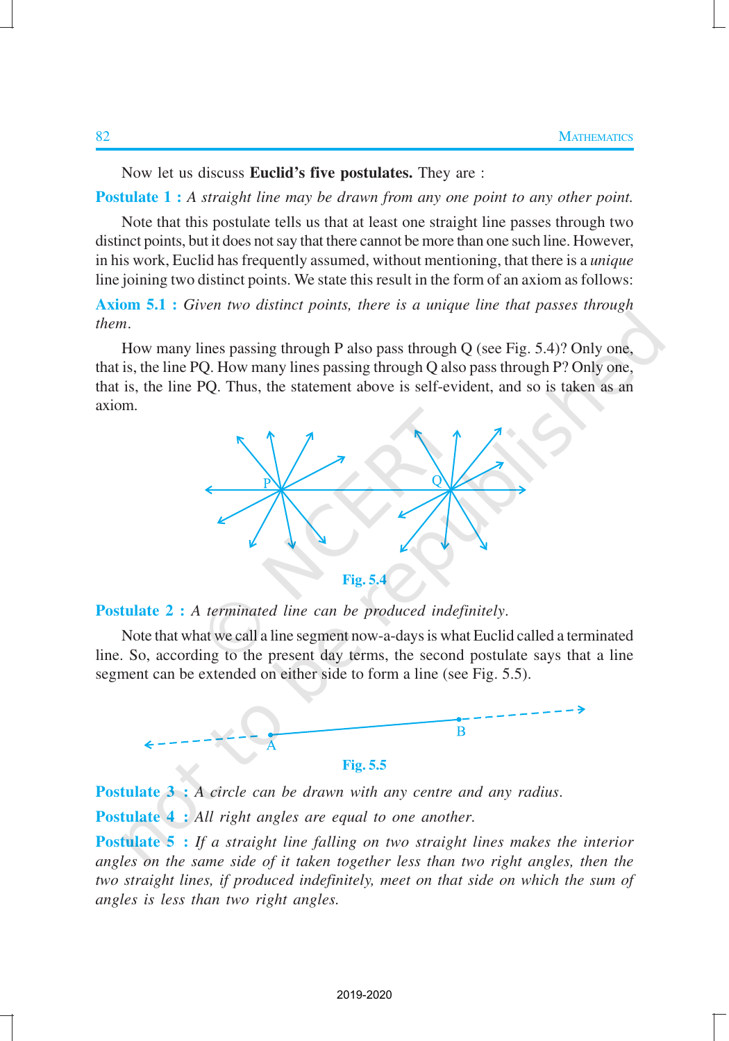Now let us discuss **Euclid's five postulates.** They are :

**Postulate 1 :** *A straight line may be drawn from any one point to any other point.*

Note that this postulate tells us that at least one straight line passes through two distinct points, but it does not say that there cannot be more than one such line. However, in his work, Euclid has frequently assumed, without mentioning, that there is a *unique* line joining two distinct points. We state this result in the form of an axiom as follows:

**Axiom 5.1 :** *Given two distinct points, there is a unique line that passes through them.*

How many lines passing through P also pass through Q (see Fig. 5.4)? Only one, that is, the line PQ. How many lines passing through Q also pass through P? Only one, that is, the line PQ. Thus, the statement above is self-evident, and so is taken as an axiom.

**Fig. 5.4**

**Postulate 2 :** *A terminated line can be produced indefinitely.*

Note that what we call a line segment now-a-days is what Euclid called a terminated line. So, according to the present day terms, the second postulate says that a line segment can be extended on either side to form a line (see Fig. 5.5).

**Fig. 5.5**

**Postulate 3 :** *A circle can be drawn with any centre and any radius.*

**Postulate 4 :** *All right angles are equal to one another.*

**Postulate 5 :** *If a straight line falling on two straight lines makes the interior angles on the same side of it taken together less than two right angles, then the two straight lines, if produced indefinitely, meet on that side on which the sum of angles is less than two right angles.*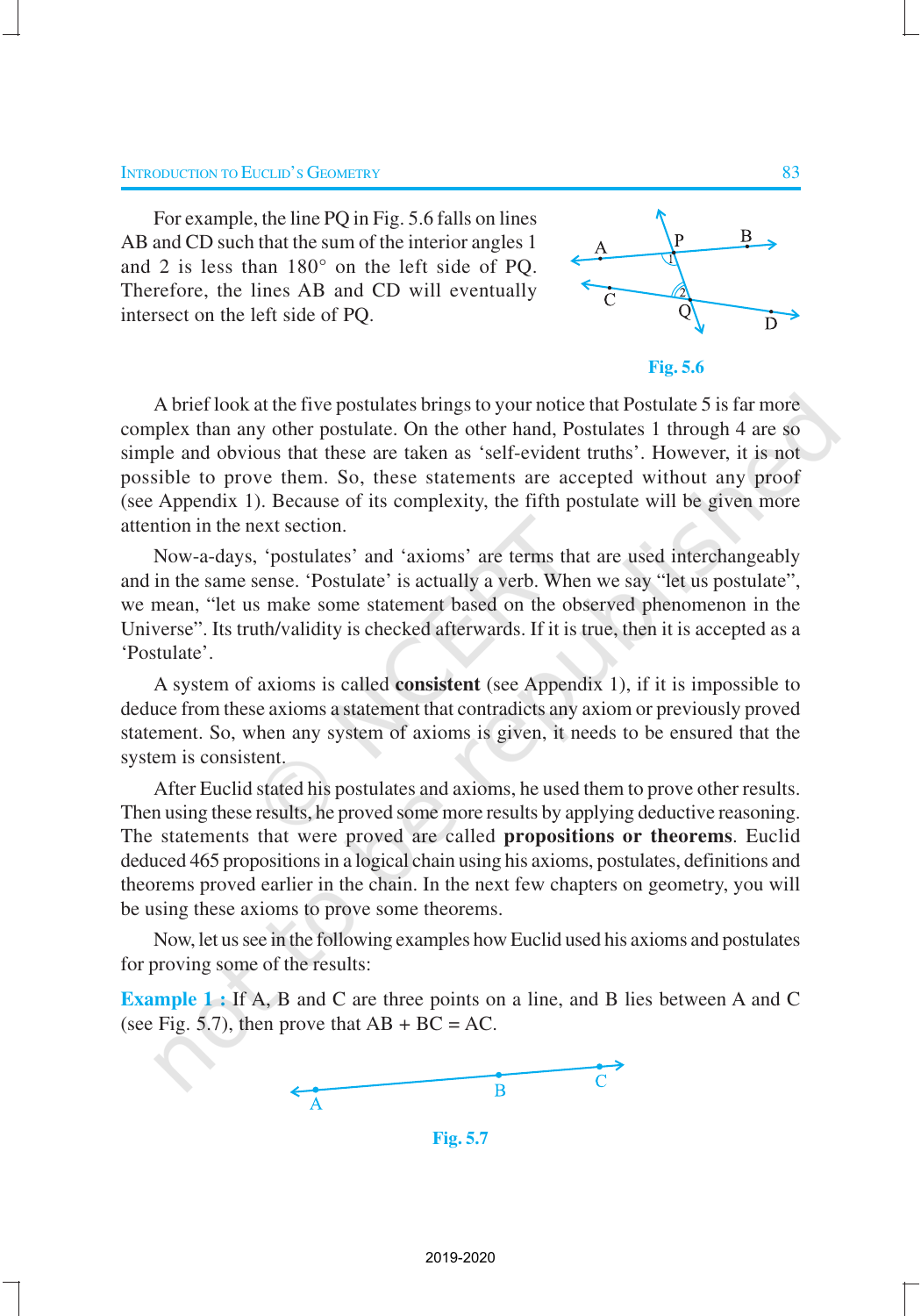For example, the line PQ in Fig. 5.6 falls on lines AB and CD such that the sum of the interior angles 1 and 2 is less than 180° on the left side of PQ. Therefore, the lines AB and CD will eventually intersect on the left side of PQ.

Fig. 5.6

A brief look at the five postulates brings to your notice that Postulate 5 is far more complex than any other postulate. On the other hand, Postulates 1 through 4 are so simple and obvious that these are taken as 'self-evident truths'. However, it is not possible to prove them. So, these statements are accepted without any proof (see Appendix 1). Because of its complexity, the fifth postulate will be given more attention in the next section.

Now-a-days, 'postulates' and 'axioms' are terms that are used interchangeably and in the same sense. 'Postulate' is actually a verb. When we say "let us postulate", we mean, "let us make some statement based on the observed phenomenon in the Universe". Its truth/validity is checked afterwards. If it is true, then it is accepted as a 'Postulate'.

A system of axioms is called **consistent** (see Appendix 1), if it is impossible to deduce from these axioms a statement that contradicts any axiom or previously proved statement. So, when any system of axioms is given, it needs to be ensured that the system is consistent.

After Euclid stated his postulates and axioms, he used them to prove other results. Then using these results, he proved some more results by applying deductive reasoning. The statements that were proved are called **propositions or theorems**. Euclid deduced 465 propositions in a logical chain using his axioms, postulates, definitions and theorems proved earlier in the chain. In the next few chapters on geometry, you will be using these axioms to prove some theorems.

Now, let us see in the following examples how Euclid used his axioms and postulates for proving some of the results:

**Example 1 :** If A, B and C are three points on a line, and B lies between A and C (see Fig. 5.7), then prove that AB + BC = AC.

Fig. 5.7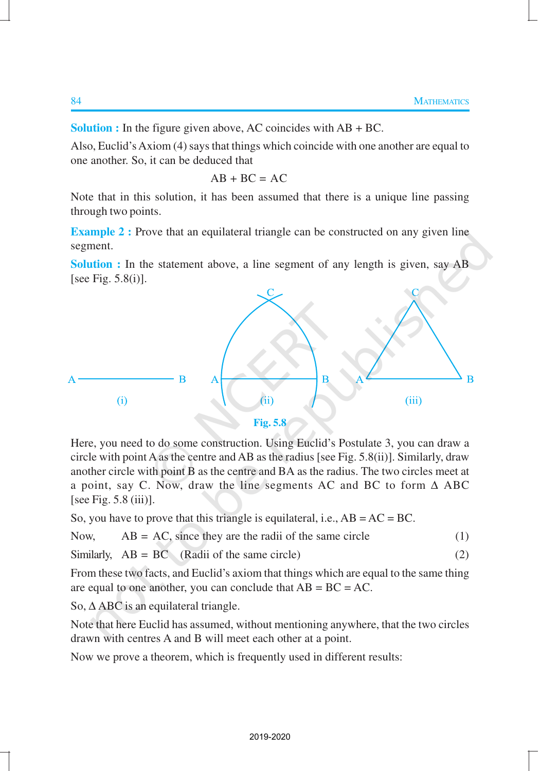**Solution :** In the figure given above, AC coincides with AB + BC.

Also, Euclid's Axiom (4) says that things which coincide with one another are equal to one another. So, it can be deduced that

$$AB + BC = AC$$

Note that in this solution, it has been assumed that there is a unique line passing through two points.

**Example 2 :** Prove that an equilateral triangle can be constructed on any given line segment.

**Solution :** In the statement above, a line segment of any length is given, say AB [see Fig. 5.8(i)].

Fig. 5.8

Here, you need to do some construction. Using Euclid's Postulate 3, you can draw a circle with point A as the centre and AB as the radius [see Fig. 5.8(ii)]. Similarly, draw another circle with point B as the centre and BA as the radius. The two circles meet at a point, say C. Now, draw the line segments AC and BC to form Δ ABC [see Fig. 5.8 (iii)].

So, you have to prove that this triangle is equilateral, i.e., AB = AC = BC.

Now, AB = AC, since they are the radii of the same circle (1)

Similarly, AB = BC (Radii of the same circle) (2)

From these two facts, and Euclid's axiom that things which are equal to the same thing are equal to one another, you can conclude that AB = BC = AC.

So, Δ ABC is an equilateral triangle.

Note that here Euclid has assumed, without mentioning anywhere, that the two circles drawn with centres A and B will meet each other at a point.

Now we prove a theorem, which is frequently used in different results: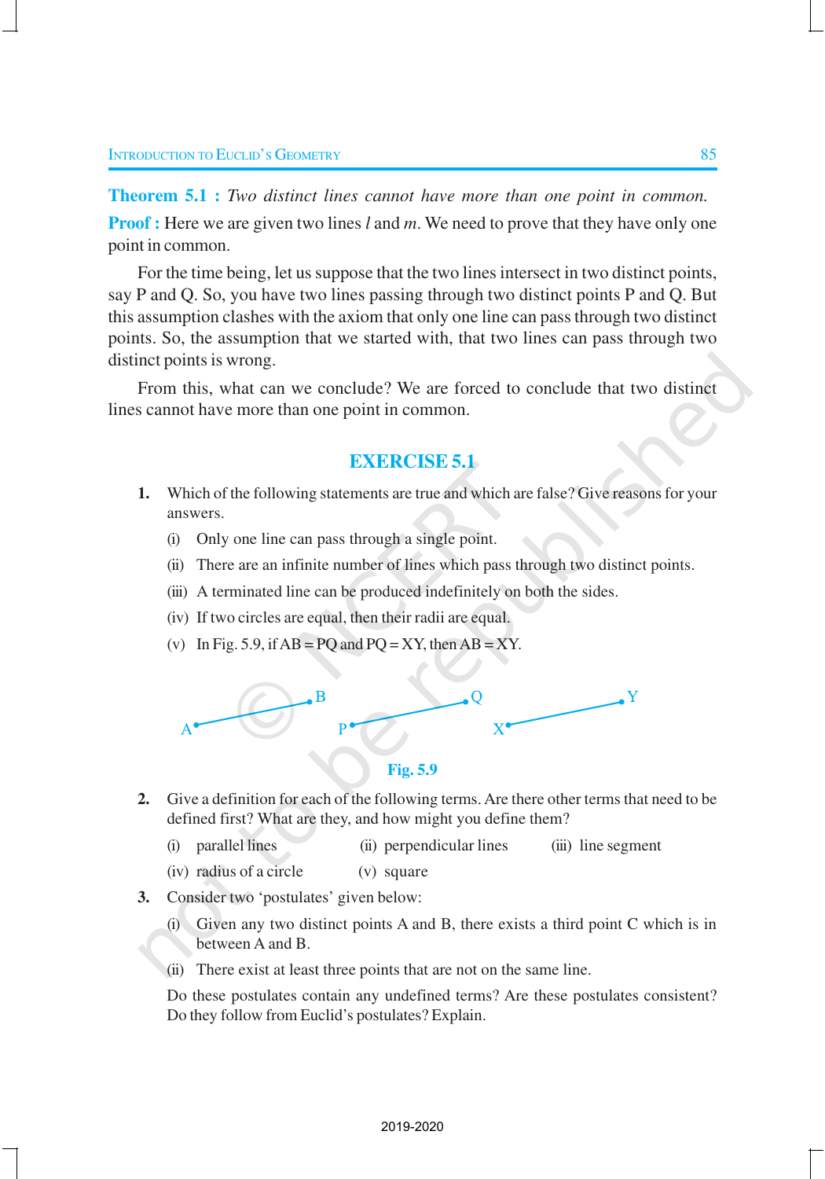**Theorem 5.1 :** *Two distinct lines cannot have more than one point in common.*

**Proof :** Here we are given two lines *l* and *m*. We need to prove that they have only one point in common.

For the time being, let us suppose that the two lines intersect in two distinct points, say P and Q. So, you have two lines passing through two distinct points P and Q. But this assumption clashes with the axiom that only one line can pass through two distinct points. So, the assumption that we started with, that two lines can pass through two distinct points is wrong.

From this, what can we conclude? We are forced to conclude that two distinct lines cannot have more than one point in common.

## EXERCISE 5.1

1. Which of the following statements are true and which are false? Give reasons for your answers.
   - (i) Only one line can pass through a single point.
   - (ii) There are an infinite number of lines which pass through two distinct points.
   - (iii) A terminated line can be produced indefinitely on both the sides.
   - (iv) If two circles are equal, then their radii are equal.
   - (v) In Fig. 5.9, if AB = PQ and PQ = XY, then AB = XY.

A B P Q X Y

Fig. 5.9

2. Give a definition for each of the following terms. Are there other terms that need to be defined first? What are they, and how might you define them?
   - (i) parallel lines
   - (ii) perpendicular lines
   - (iii) line segment
   - (iv) radius of a circle
   - (v) square

3. Consider two 'postulates' given below:
   - (i) Given any two distinct points A and B, there exists a third point C which is in between A and B.
   - (ii) There exist at least three points that are not on the same line.

   Do these postulates contain any undefined terms? Are these postulates consistent? Do they follow from Euclid's postulates? Explain.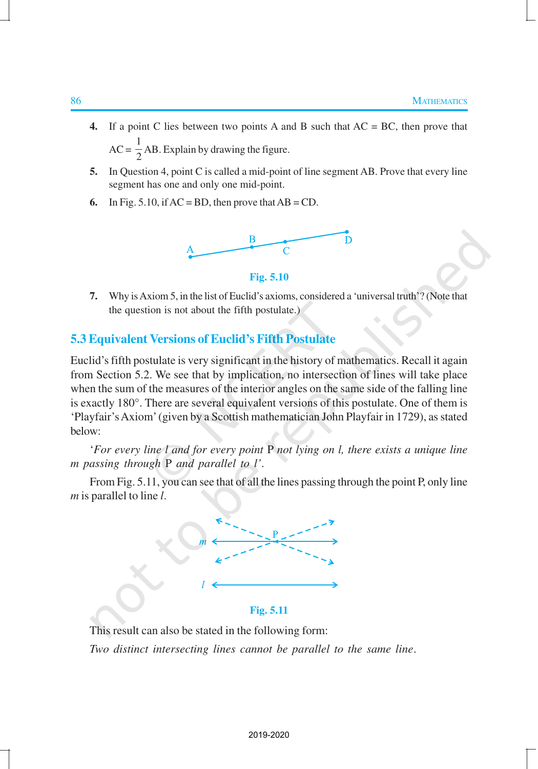4. If a point C lies between two points A and B such that AC = BC, then prove that $AC = \frac{1}{2}AB$. Explain by drawing the figure.
5. In Question 4, point C is called a mid-point of line segment AB. Prove that every line segment has one and only one mid-point.
6. In Fig. 5.10, if AC = BD, then prove that AB = CD.

Fig. 5.10

7. Why is Axiom 5, in the list of Euclid's axioms, considered a 'universal truth'? (Note that the question is not about the fifth postulate.)

## 5.3 Equivalent Versions of Euclid's Fifth Postulate

Euclid's fifth postulate is very significant in the history of mathematics. Recall it again from Section 5.2. We see that by implication, no intersection of lines will take place when the sum of the measures of the interior angles on the same side of the falling line is exactly 180°. There are several equivalent versions of this postulate. One of them is 'Playfair's Axiom' (given by a Scottish mathematician John Playfair in 1729), as stated below:

'*For every line $l$ and for every point* P *not lying on $l$, there exists a unique line $m$ passing through* P *and parallel to $l$*'.

From Fig. 5.11, you can see that of all the lines passing through the point P, only line $m$ is parallel to line $l$.

Fig. 5.11

This result can also be stated in the following form:

*Two distinct intersecting lines cannot be parallel to the same line.*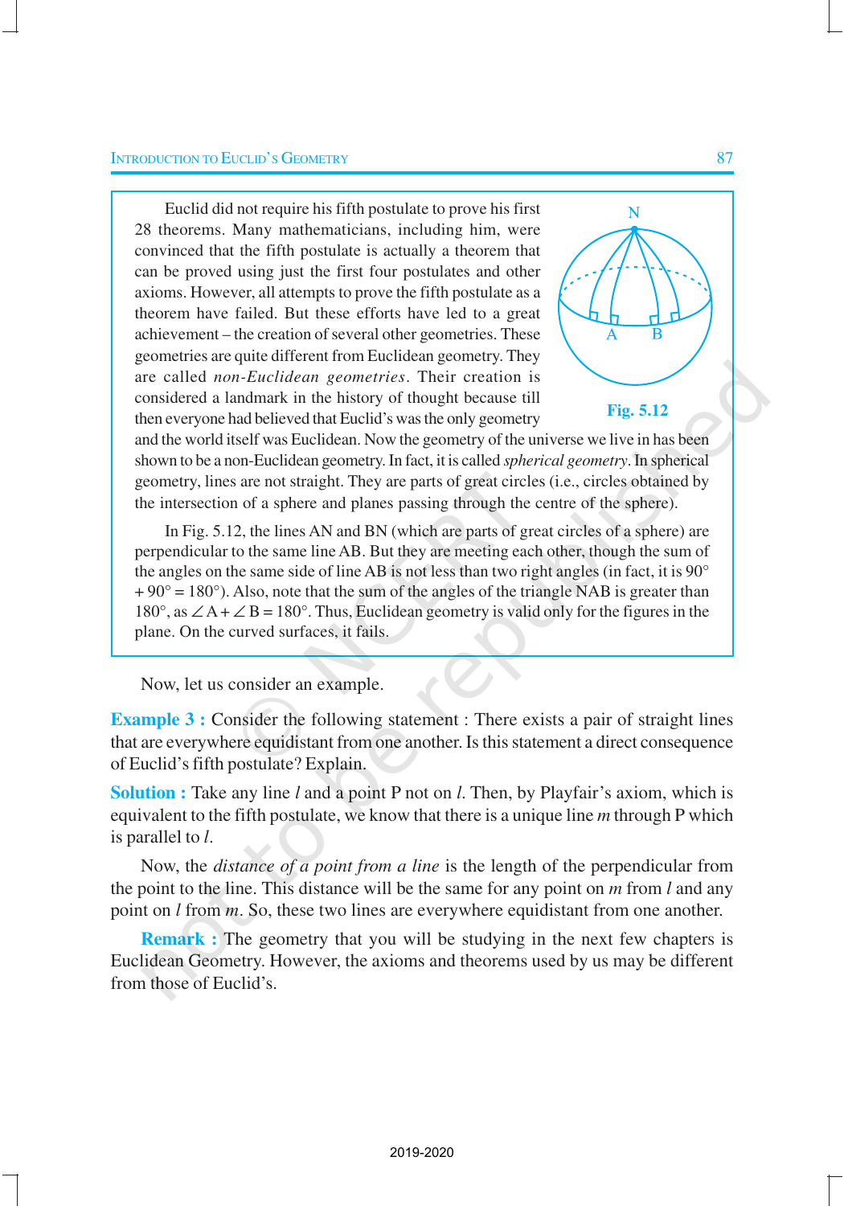Euclid did not require his fifth postulate to prove his first 28 theorems. Many mathematicians, including him, were convinced that the fifth postulate is actually a theorem that can be proved using just the first four postulates and other axioms. However, all attempts to prove the fifth postulate as a theorem have failed. But these efforts have led to a great achievement – the creation of several other geometries. These geometries are quite different from Euclidean geometry. They are called *non-Euclidean geometries*. Their creation is considered a landmark in the history of thought because till then everyone had believed that Euclid's was the only geometry and the world itself was Euclidean. Now the geometry of the universe we live in has been shown to be a non-Euclidean geometry. In fact, it is called *spherical geometry*. In spherical geometry, lines are not straight. They are parts of great circles (i.e., circles obtained by the intersection of a sphere and planes passing through the centre of the sphere).

Fig. 5.12

In Fig. 5.12, the lines AN and BN (which are parts of great circles of a sphere) are perpendicular to the same line AB. But they are meeting each other, though the sum of the angles on the same side of line AB is not less than two right angles (in fact, it is $90° + 90° = 180°$). Also, note that the sum of the angles of the triangle NAB is greater than $180°$, as $\angle A + \angle B = 180°$. Thus, Euclidean geometry is valid only for the figures in the plane. On the curved surfaces, it fails.

Now, let us consider an example.

**Example 3 :** Consider the following statement : There exists a pair of straight lines that are everywhere equidistant from one another. Is this statement a direct consequence of Euclid's fifth postulate? Explain.

**Solution :** Take any line $l$ and a point P not on $l$. Then, by Playfair's axiom, which is equivalent to the fifth postulate, we know that there is a unique line $m$ through P which is parallel to $l$.

Now, the *distance of a point from a line* is the length of the perpendicular from the point to the line. This distance will be the same for any point on $m$ from $l$ and any point on $l$ from $m$. So, these two lines are everywhere equidistant from one another.

**Remark :** The geometry that you will be studying in the next few chapters is Euclidean Geometry. However, the axioms and theorems used by us may be different from those of Euclid's.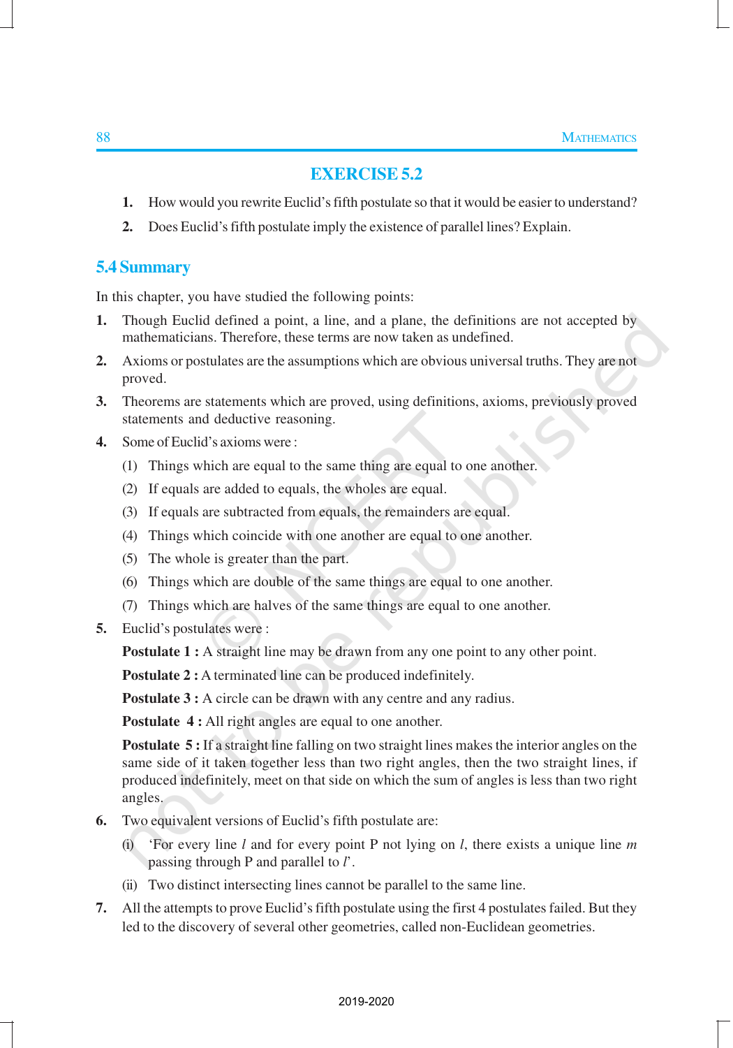## EXERCISE 5.2

1. How would you rewrite Euclid's fifth postulate so that it would be easier to understand?
2. Does Euclid's fifth postulate imply the existence of parallel lines? Explain.

## 5.4 Summary

In this chapter, you have studied the following points:

1. Though Euclid defined a point, a line, and a plane, the definitions are not accepted by mathematicians. Therefore, these terms are now taken as undefined.
2. Axioms or postulates are the assumptions which are obvious universal truths. They are not proved.
3. Theorems are statements which are proved, using definitions, axioms, previously proved statements and deductive reasoning.
4. Some of Euclid's axioms were :
   (1) Things which are equal to the same thing are equal to one another.
   (2) If equals are added to equals, the wholes are equal.
   (3) If equals are subtracted from equals, the remainders are equal.
   (4) Things which coincide with one another are equal to one another.
   (5) The whole is greater than the part.
   (6) Things which are double of the same things are equal to one another.
   (7) Things which are halves of the same things are equal to one another.
5. Euclid's postulates were :

   **Postulate 1 :** A straight line may be drawn from any one point to any other point.

   **Postulate 2 :** A terminated line can be produced indefinitely.

   **Postulate 3 :** A circle can be drawn with any centre and any radius.

   **Postulate 4 :** All right angles are equal to one another.

   **Postulate 5 :** If a straight line falling on two straight lines makes the interior angles on the same side of it taken together less than two right angles, then the two straight lines, if produced indefinitely, meet on that side on which the sum of angles is less than two right angles.
6. Two equivalent versions of Euclid's fifth postulate are:
   (i) 'For every line $l$ and for every point P not lying on $l$, there exists a unique line $m$ passing through P and parallel to $l$'.
   (ii) Two distinct intersecting lines cannot be parallel to the same line.
7. All the attempts to prove Euclid's fifth postulate using the first 4 postulates failed. But they led to the discovery of several other geometries, called non-Euclidean geometries.